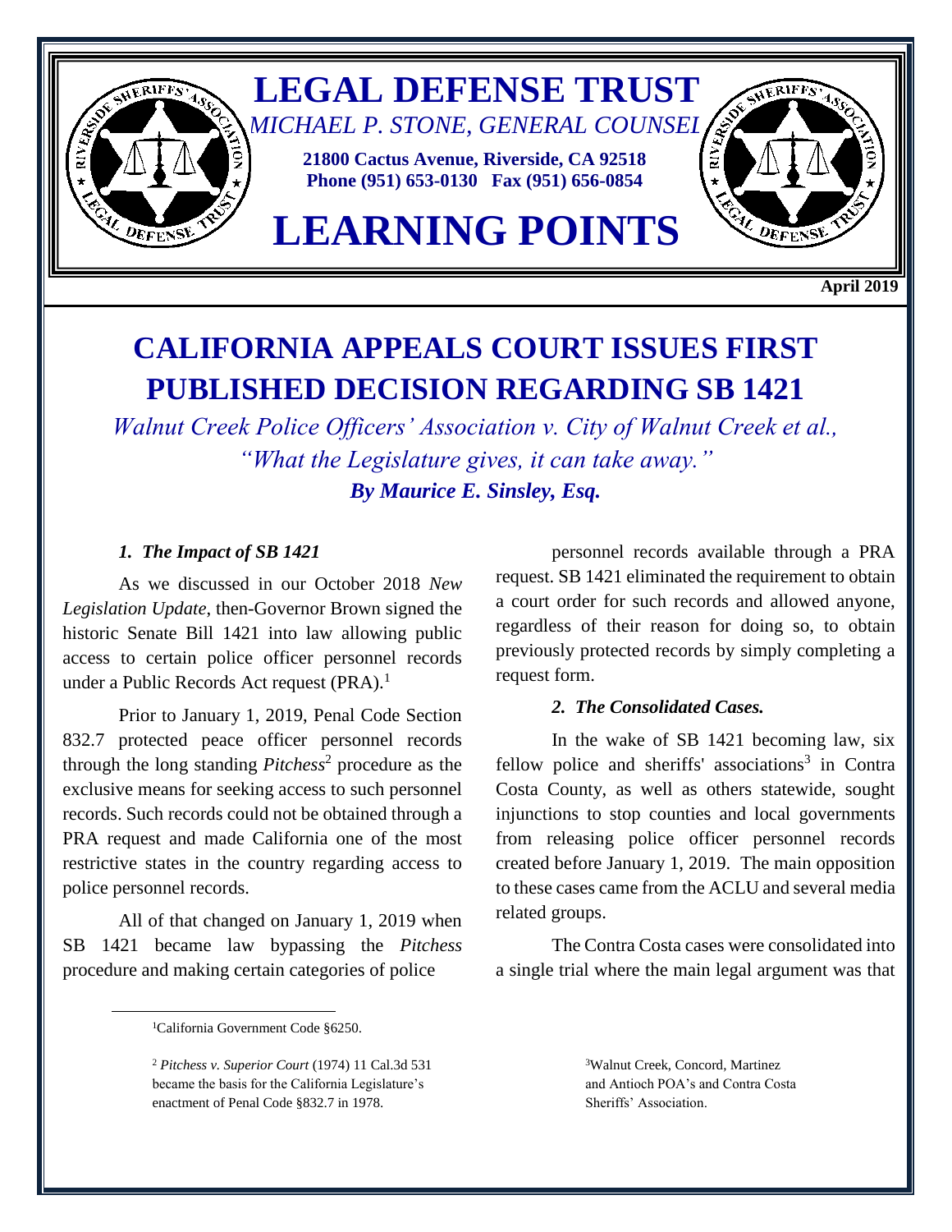# LEGAL DEFENSE TRUST

*MICHAEL P. STONE, GENERAL COUNSEL*

**21800 Cactus Avenue, Riverside, CA 92518**
**Phone (951) 653-0130 Fax (951) 656-0854**

# LEARNING POINTS

**April 2019**

## CALIFORNIA APPEALS COURT ISSUES FIRST PUBLISHED DECISION REGARDING SB 1421

*Walnut Creek Police Officers' Association v. City of Walnut Creek et al.,*
*"What the Legislature gives, it can take away."*
***By Maurice E. Sinsley, Esq.***

### *1. The Impact of SB 1421*

As we discussed in our October 2018 *New Legislation Update*, then-Governor Brown signed the historic Senate Bill 1421 into law allowing public access to certain police officer personnel records under a Public Records Act request (PRA).[1]

Prior to January 1, 2019, Penal Code Section 832.7 protected peace officer personnel records through the long standing *Pitchess*[2] procedure as the exclusive means for seeking access to such personnel records. Such records could not be obtained through a PRA request and made California one of the most restrictive states in the country regarding access to police personnel records.

All of that changed on January 1, 2019 when SB 1421 became law bypassing the *Pitchess* procedure and making certain categories of police personnel records available through a PRA request. SB 1421 eliminated the requirement to obtain a court order for such records and allowed anyone, regardless of their reason for doing so, to obtain previously protected records by simply completing a request form.

### *2. The Consolidated Cases.*

In the wake of SB 1421 becoming law, six fellow police and sheriffs' associations[3] in Contra Costa County, as well as others statewide, sought injunctions to stop counties and local governments from releasing police officer personnel records created before January 1, 2019. The main opposition to these cases came from the ACLU and several media related groups.

The Contra Costa cases were consolidated into a single trial where the main legal argument was that

---

[1] California Government Code §6250.

[2] *Pitchess v. Superior Court* (1974) 11 Cal.3d 531 became the basis for the California Legislature's enactment of Penal Code §832.7 in 1978.

[3] Walnut Creek, Concord, Martinez and Antioch POA's and Contra Costa Sheriffs' Association.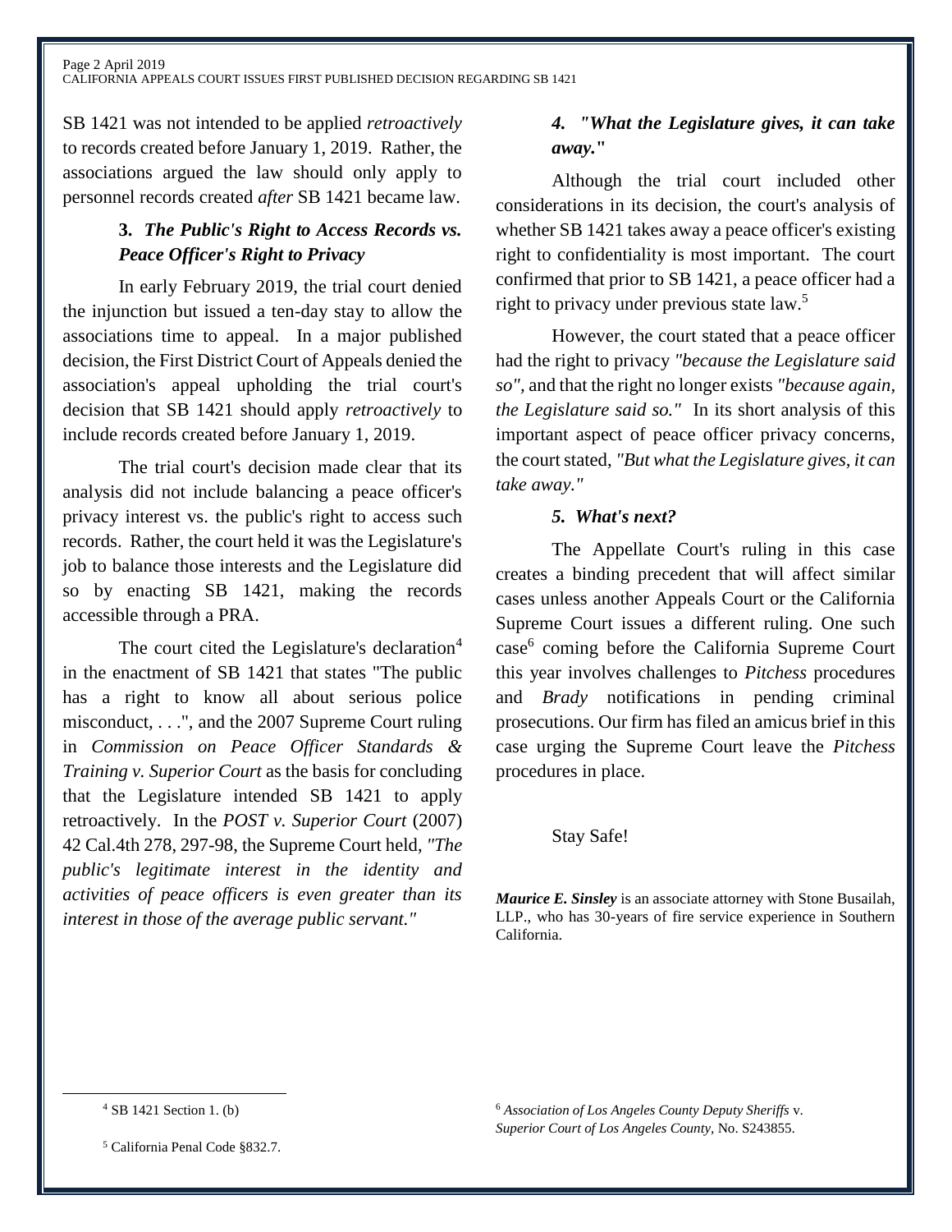SB 1421 was not intended to be applied *retroactively* to records created before January 1, 2019. Rather, the associations argued the law should only apply to personnel records created *after* SB 1421 became law.

### 3. *The Public's Right to Access Records vs. Peace Officer's Right to Privacy*

In early February 2019, the trial court denied the injunction but issued a ten-day stay to allow the associations time to appeal. In a major published decision, the First District Court of Appeals denied the association's appeal upholding the trial court's decision that SB 1421 should apply *retroactively* to include records created before January 1, 2019.

The trial court's decision made clear that its analysis did not include balancing a peace officer's privacy interest vs. the public's right to access such records. Rather, the court held it was the Legislature's job to balance those interests and the Legislature did so by enacting SB 1421, making the records accessible through a PRA.

The court cited the Legislature's declaration[4] in the enactment of SB 1421 that states "The public has a right to know all about serious police misconduct, . . . .", and the 2007 Supreme Court ruling in *Commission on Peace Officer Standards & Training v. Superior Court* as the basis for concluding that the Legislature intended SB 1421 to apply retroactively. In the *POST v. Superior Court* (2007) 42 Cal.4th 278, 297-98, the Supreme Court held, *"The public's legitimate interest in the identity and activities of peace officers is even greater than its interest in those of the average public servant."*

### 4. *"What the Legislature gives, it can take away."*

Although the trial court included other considerations in its decision, the court's analysis of whether SB 1421 takes away a peace officer's existing right to confidentiality is most important. The court confirmed that prior to SB 1421, a peace officer had a right to privacy under previous state law.[5]

However, the court stated that a peace officer had the right to privacy *"because the Legislature said so"*, and that the right no longer exists *"because again, the Legislature said so."* In its short analysis of this important aspect of peace officer privacy concerns, the court stated, *"But what the Legislature gives, it can take away."*

### 5. *What's next?*

The Appellate Court's ruling in this case creates a binding precedent that will affect similar cases unless another Appeals Court or the California Supreme Court issues a different ruling. One such case[6] coming before the California Supreme Court this year involves challenges to *Pitchess* procedures and *Brady* notifications in pending criminal prosecutions. Our firm has filed an amicus brief in this case urging the Supreme Court leave the *Pitchess* procedures in place.

Stay Safe!

***Maurice E. Sinsley*** is an associate attorney with Stone Busailah, LLP., who has 30-years of fire service experience in Southern California.

---

[4] SB 1421 Section 1. (b)

[5] California Penal Code §832.7.

[6] *Association of Los Angeles County Deputy Sheriffs* v. *Superior Court of Los Angeles County*, No. S243855.